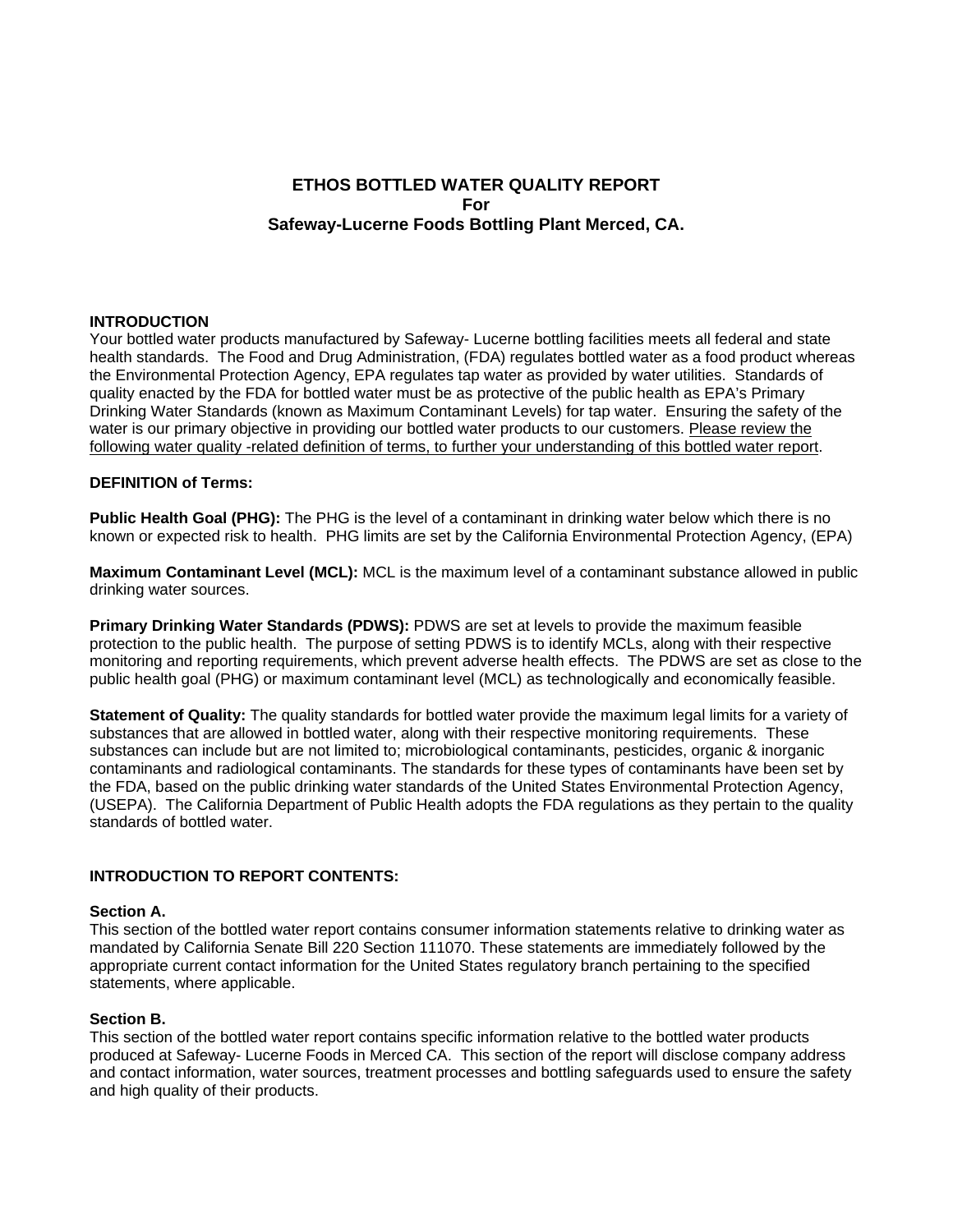# ETHOS BOTTLED WATER QUALITY REPORT
# For
# Safeway-Lucerne Foods Bottling Plant Merced, CA.

**INTRODUCTION**

Your bottled water products manufactured by Safeway- Lucerne bottling facilities meets all federal and state health standards. The Food and Drug Administration, (FDA) regulates bottled water as a food product whereas the Environmental Protection Agency, EPA regulates tap water as provided by water utilities. Standards of quality enacted by the FDA for bottled water must be as protective of the public health as EPA's Primary Drinking Water Standards (known as Maximum Contaminant Levels) for tap water. Ensuring the safety of the water is our primary objective in providing our bottled water products to our customers. <u>Please review the following water quality -related definition of terms, to further your understanding of this bottled water report</u>.

**DEFINITION of Terms:**

**Public Health Goal (PHG):** The PHG is the level of a contaminant in drinking water below which there is no known or expected risk to health. PHG limits are set by the California Environmental Protection Agency, (EPA)

**Maximum Contaminant Level (MCL):** MCL is the maximum level of a contaminant substance allowed in public drinking water sources.

**Primary Drinking Water Standards (PDWS):** PDWS are set at levels to provide the maximum feasible protection to the public health. The purpose of setting PDWS is to identify MCLs, along with their respective monitoring and reporting requirements, which prevent adverse health effects. The PDWS are set as close to the public health goal (PHG) or maximum contaminant level (MCL) as technologically and economically feasible.

**Statement of Quality:** The quality standards for bottled water provide the maximum legal limits for a variety of substances that are allowed in bottled water, along with their respective monitoring requirements. These substances can include but are not limited to; microbiological contaminants, pesticides, organic & inorganic contaminants and radiological contaminants. The standards for these types of contaminants have been set by the FDA, based on the public drinking water standards of the United States Environmental Protection Agency, (USEPA). The California Department of Public Health adopts the FDA regulations as they pertain to the quality standards of bottled water.

**INTRODUCTION TO REPORT CONTENTS:**

**Section A.**

This section of the bottled water report contains consumer information statements relative to drinking water as mandated by California Senate Bill 220 Section 111070. These statements are immediately followed by the appropriate current contact information for the United States regulatory branch pertaining to the specified statements, where applicable.

**Section B.**

This section of the bottled water report contains specific information relative to the bottled water products produced at Safeway- Lucerne Foods in Merced CA. This section of the report will disclose company address and contact information, water sources, treatment processes and bottling safeguards used to ensure the safety and high quality of their products.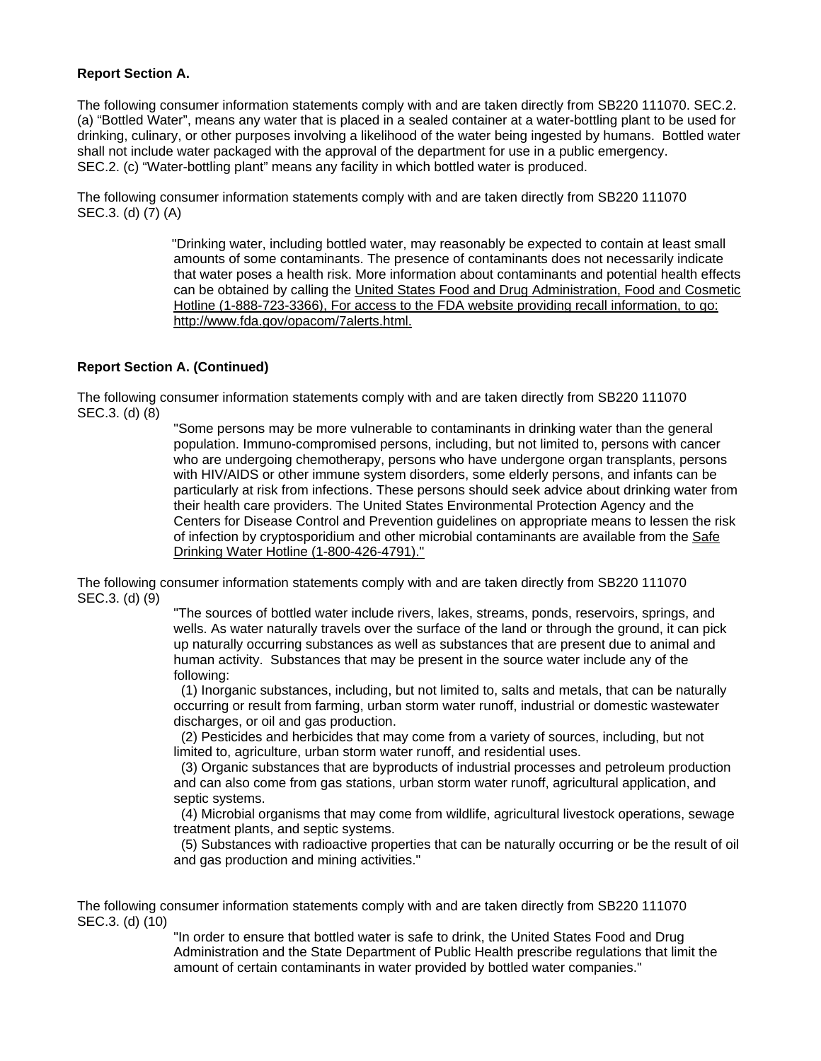**Report Section A.**

The following consumer information statements comply with and are taken directly from SB220 111070. SEC.2. (a) "Bottled Water", means any water that is placed in a sealed container at a water-bottling plant to be used for drinking, culinary, or other purposes involving a likelihood of the water being ingested by humans. Bottled water shall not include water packaged with the approval of the department for use in a public emergency.
SEC.2. (c) "Water-bottling plant" means any facility in which bottled water is produced.

The following consumer information statements comply with and are taken directly from SB220 111070 SEC.3. (d) (7) (A)

> "Drinking water, including bottled water, may reasonably be expected to contain at least small amounts of some contaminants. The presence of contaminants does not necessarily indicate that water poses a health risk. More information about contaminants and potential health effects can be obtained by calling the United States Food and Drug Administration, Food and Cosmetic Hotline (1-888-723-3366), For access to the FDA website providing recall information, to go: http://www.fda.gov/opacom/7alerts.html.

**Report Section A. (Continued)**

The following consumer information statements comply with and are taken directly from SB220 111070 SEC.3. (d) (8)

> "Some persons may be more vulnerable to contaminants in drinking water than the general population. Immuno-compromised persons, including, but not limited to, persons with cancer who are undergoing chemotherapy, persons who have undergone organ transplants, persons with HIV/AIDS or other immune system disorders, some elderly persons, and infants can be particularly at risk from infections. These persons should seek advice about drinking water from their health care providers. The United States Environmental Protection Agency and the Centers for Disease Control and Prevention guidelines on appropriate means to lessen the risk of infection by cryptosporidium and other microbial contaminants are available from the Safe Drinking Water Hotline (1-800-426-4791)."

The following consumer information statements comply with and are taken directly from SB220 111070 SEC.3. (d) (9)

> "The sources of bottled water include rivers, lakes, streams, ponds, reservoirs, springs, and wells. As water naturally travels over the surface of the land or through the ground, it can pick up naturally occurring substances as well as substances that are present due to animal and human activity. Substances that may be present in the source water include any of the following:
>
> (1) Inorganic substances, including, but not limited to, salts and metals, that can be naturally occurring or result from farming, urban storm water runoff, industrial or domestic wastewater discharges, or oil and gas production.
>
> (2) Pesticides and herbicides that may come from a variety of sources, including, but not limited to, agriculture, urban storm water runoff, and residential uses.
>
> (3) Organic substances that are byproducts of industrial processes and petroleum production and can also come from gas stations, urban storm water runoff, agricultural application, and septic systems.
>
> (4) Microbial organisms that may come from wildlife, agricultural livestock operations, sewage treatment plants, and septic systems.
>
> (5) Substances with radioactive properties that can be naturally occurring or be the result of oil and gas production and mining activities."

The following consumer information statements comply with and are taken directly from SB220 111070 SEC.3. (d) (10)

> "In order to ensure that bottled water is safe to drink, the United States Food and Drug Administration and the State Department of Public Health prescribe regulations that limit the amount of certain contaminants in water provided by bottled water companies."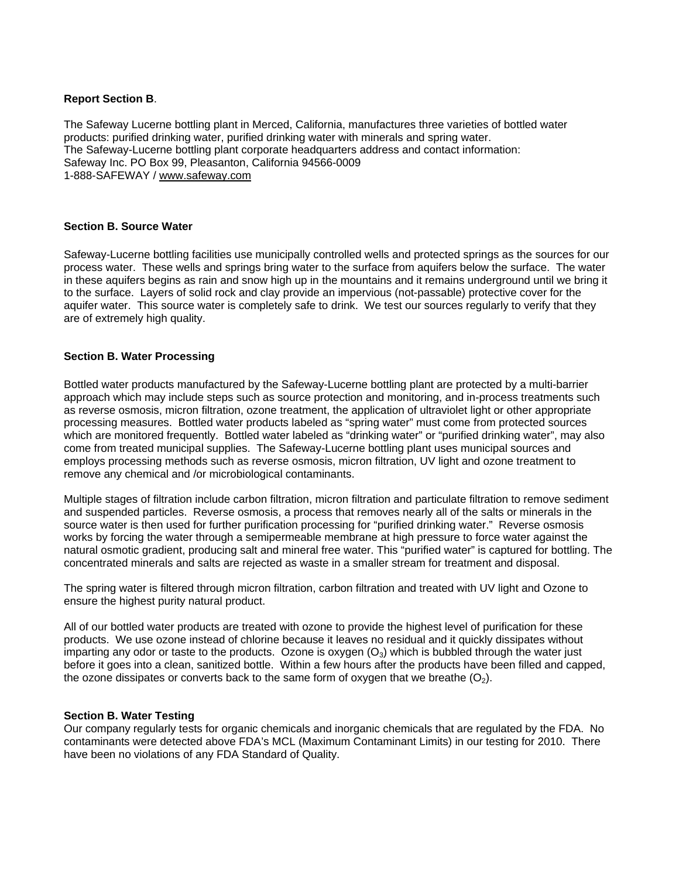**Report Section B**.

The Safeway Lucerne bottling plant in Merced, California, manufactures three varieties of bottled water products: purified drinking water, purified drinking water with minerals and spring water.
The Safeway-Lucerne bottling plant corporate headquarters address and contact information:
Safeway Inc. PO Box 99, Pleasanton, California 94566-0009
1-888-SAFEWAY / www.safeway.com

**Section B. Source Water**

Safeway-Lucerne bottling facilities use municipally controlled wells and protected springs as the sources for our process water. These wells and springs bring water to the surface from aquifers below the surface. The water in these aquifers begins as rain and snow high up in the mountains and it remains underground until we bring it to the surface. Layers of solid rock and clay provide an impervious (not-passable) protective cover for the aquifer water. This source water is completely safe to drink. We test our sources regularly to verify that they are of extremely high quality.

**Section B. Water Processing**

Bottled water products manufactured by the Safeway-Lucerne bottling plant are protected by a multi-barrier approach which may include steps such as source protection and monitoring, and in-process treatments such as reverse osmosis, micron filtration, ozone treatment, the application of ultraviolet light or other appropriate processing measures. Bottled water products labeled as "spring water" must come from protected sources which are monitored frequently. Bottled water labeled as "drinking water" or "purified drinking water", may also come from treated municipal supplies. The Safeway-Lucerne bottling plant uses municipal sources and employs processing methods such as reverse osmosis, micron filtration, UV light and ozone treatment to remove any chemical and /or microbiological contaminants.

Multiple stages of filtration include carbon filtration, micron filtration and particulate filtration to remove sediment and suspended particles. Reverse osmosis, a process that removes nearly all of the salts or minerals in the source water is then used for further purification processing for "purified drinking water." Reverse osmosis works by forcing the water through a semipermeable membrane at high pressure to force water against the natural osmotic gradient, producing salt and mineral free water. This "purified water" is captured for bottling. The concentrated minerals and salts are rejected as waste in a smaller stream for treatment and disposal.

The spring water is filtered through micron filtration, carbon filtration and treated with UV light and Ozone to ensure the highest purity natural product.

All of our bottled water products are treated with ozone to provide the highest level of purification for these products. We use ozone instead of chlorine because it leaves no residual and it quickly dissipates without imparting any odor or taste to the products. Ozone is oxygen ($O_3$) which is bubbled through the water just before it goes into a clean, sanitized bottle. Within a few hours after the products have been filled and capped, the ozone dissipates or converts back to the same form of oxygen that we breathe ($O_2$).

**Section B. Water Testing**

Our company regularly tests for organic chemicals and inorganic chemicals that are regulated by the FDA. No contaminants were detected above FDA's MCL (Maximum Contaminant Limits) in our testing for 2010. There have been no violations of any FDA Standard of Quality.